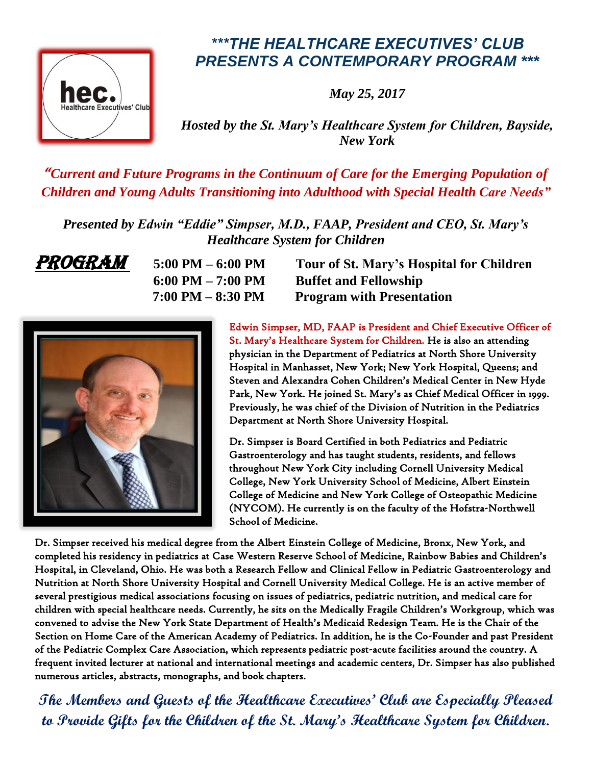hec. Healthcare Executives' Club

# ***THE HEALTHCARE EXECUTIVES' CLUB PRESENTS A CONTEMPORARY PROGRAM ***

*May 25, 2017*

***Hosted by the St. Mary's Healthcare System for Children, Bayside, New York***

## *"Current and Future Programs in the Continuum of Care for the Emerging Population of Children and Young Adults Transitioning into Adulthood with Special Health Care Needs"*

***Presented by Edwin "Eddie" Simpser, M.D., FAAP, President and CEO, St. Mary's Healthcare System for Children***

## PROGRAM

| | |
|---|---|
| **5:00 PM – 6:00 PM** | **Tour of St. Mary's Hospital for Children** |
| **6:00 PM – 7:00 PM** | **Buffet and Fellowship** |
| **7:00 PM – 8:30 PM** | **Program with Presentation** |

Edwin Simpser, MD, FAAP is President and Chief Executive Officer of St. Mary's Healthcare System for Children. He is also an attending physician in the Department of Pediatrics at North Shore University Hospital in Manhasset, New York; New York Hospital, Queens; and Steven and Alexandra Cohen Children's Medical Center in New Hyde Park, New York. He joined St. Mary's as Chief Medical Officer in 1999. Previously, he was chief of the Division of Nutrition in the Pediatrics Department at North Shore University Hospital.

Dr. Simpser is Board Certified in both Pediatrics and Pediatric Gastroenterology and has taught students, residents, and fellows throughout New York City including Cornell University Medical College, New York University School of Medicine, Albert Einstein College of Medicine and New York College of Osteopathic Medicine (NYCOM). He currently is on the faculty of the Hofstra-Northwell School of Medicine.

Dr. Simpser received his medical degree from the Albert Einstein College of Medicine, Bronx, New York, and completed his residency in pediatrics at Case Western Reserve School of Medicine, Rainbow Babies and Children's Hospital, in Cleveland, Ohio. He was both a Research Fellow and Clinical Fellow in Pediatric Gastroenterology and Nutrition at North Shore University Hospital and Cornell University Medical College. He is an active member of several prestigious medical associations focusing on issues of pediatrics, pediatric nutrition, and medical care for children with special healthcare needs. Currently, he sits on the Medically Fragile Children's Workgroup, which was convened to advise the New York State Department of Health's Medicaid Redesign Team. He is the Chair of the Section on Home Care of the American Academy of Pediatrics. In addition, he is the Co-Founder and past President of the Pediatric Complex Care Association, which represents pediatric post-acute facilities around the country. A frequent invited lecturer at national and international meetings and academic centers, Dr. Simpser has also published numerous articles, abstracts, monographs, and book chapters.

***The Members and Guests of the Healthcare Executives' Club are Especially Pleased to Provide Gifts for the Children of the St. Mary's Healthcare System for Children.***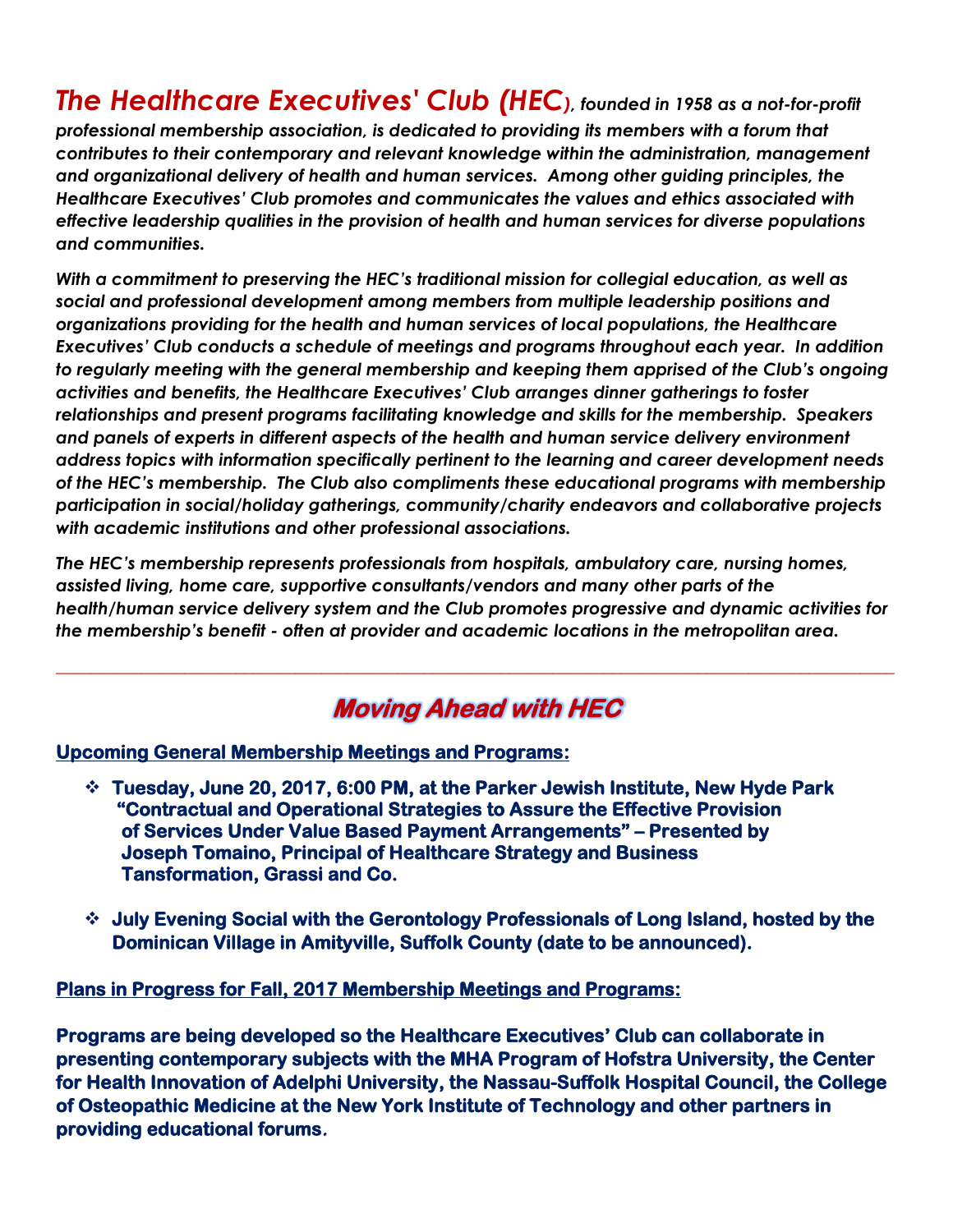***The Healthcare Executives' Club (HEC), founded in 1958 as a not-for-profit professional membership association, is dedicated to providing its members with a forum that contributes to their contemporary and relevant knowledge within the administration, management and organizational delivery of health and human services. Among other guiding principles, the Healthcare Executives' Club promotes and communicates the values and ethics associated with effective leadership qualities in the provision of health and human services for diverse populations and communities.***

***With a commitment to preserving the HEC's traditional mission for collegial education, as well as social and professional development among members from multiple leadership positions and organizations providing for the health and human services of local populations, the Healthcare Executives' Club conducts a schedule of meetings and programs throughout each year. In addition to regularly meeting with the general membership and keeping them apprised of the Club's ongoing activities and benefits, the Healthcare Executives' Club arranges dinner gatherings to foster relationships and present programs facilitating knowledge and skills for the membership. Speakers and panels of experts in different aspects of the health and human service delivery environment address topics with information specifically pertinent to the learning and career development needs of the HEC's membership. The Club also compliments these educational programs with membership participation in social/holiday gatherings, community/charity endeavors and collaborative projects with academic institutions and other professional associations.***

***The HEC's membership represents professionals from hospitals, ambulatory care, nursing homes, assisted living, home care, supportive consultants/vendors and many other parts of the health/human service delivery system and the Club promotes progressive and dynamic activities for the membership's benefit - often at provider and academic locations in the metropolitan area.***

---

## Moving Ahead with HEC

**Upcoming General Membership Meetings and Programs:**

- **Tuesday, June 20, 2017, 6:00 PM, at the Parker Jewish Institute, New Hyde Park "Contractual and Operational Strategies to Assure the Effective Provision of Services Under Value Based Payment Arrangements" – Presented by Joseph Tomaino, Principal of Healthcare Strategy and Business Tansformation, Grassi and Co.**

- **July Evening Social with the Gerontology Professionals of Long Island, hosted by the Dominican Village in Amityville, Suffolk County (date to be announced).**

**Plans in Progress for Fall, 2017 Membership Meetings and Programs:**

**Programs are being developed so the Healthcare Executives' Club can collaborate in presenting contemporary subjects with the MHA Program of Hofstra University, the Center for Health Innovation of Adelphi University, the Nassau-Suffolk Hospital Council, the College of Osteopathic Medicine at the New York Institute of Technology and other partners in providing educational forums.**